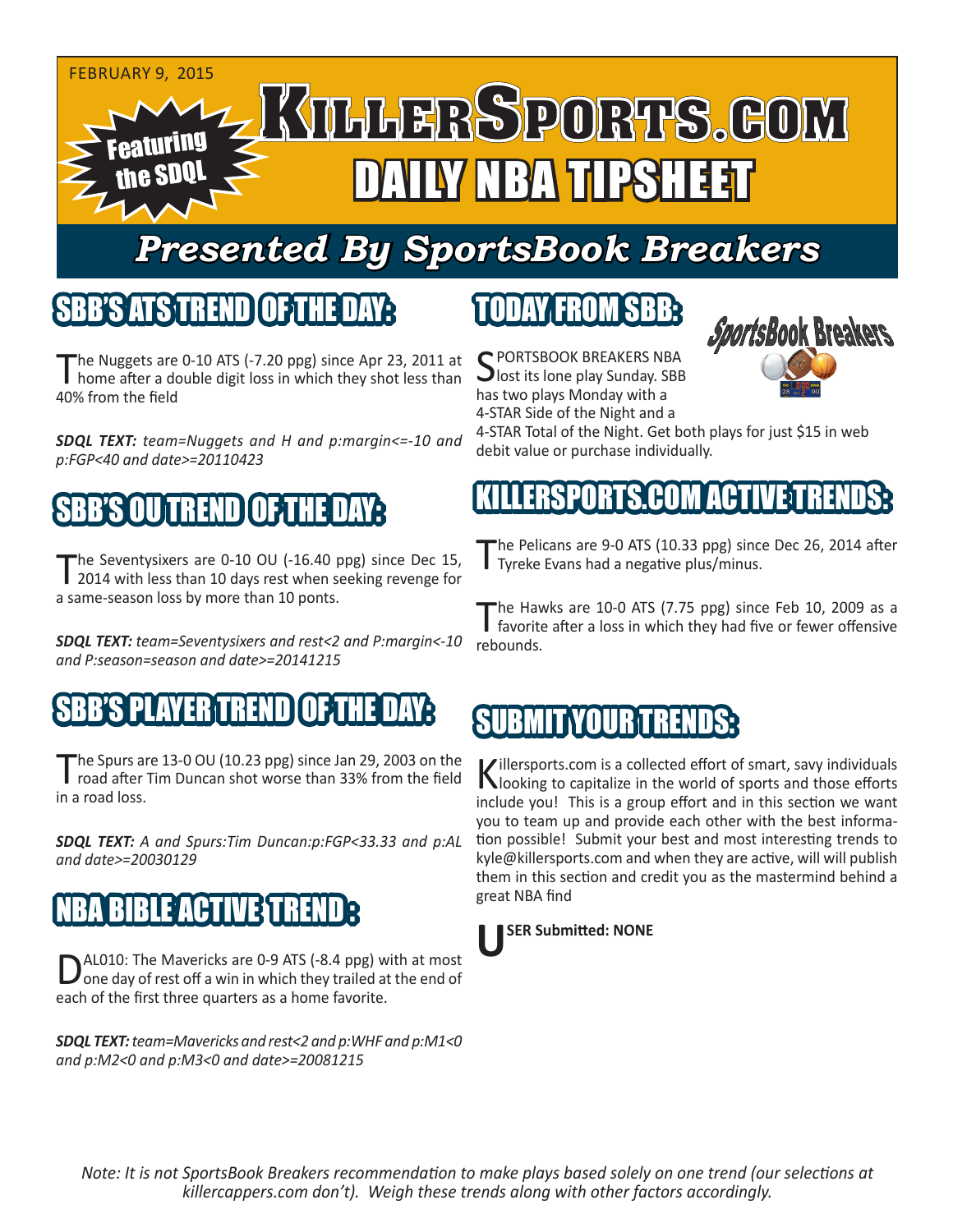FEBRUARY 9, 2015

Featuring the SDQL

# KILLERSPORTS.COM DAILY NBA TIPSHEET

## Presented By SportsBook Breakers

## SBB'S ATS TREND OF THE DAY:

The Nuggets are 0-10 ATS (-7.20 ppg) since Apr 23, 2011 at home after a double digit loss in which they shot less than 40% from the field

***SDQL TEXT:*** *team=Nuggets and H and p:margin<=-10 and p:FGP<40 and date>=20110423*

## SBB'S OU TREND OF THE DAY:

The Seventysixers are 0-10 OU (-16.40 ppg) since Dec 15, 2014 with less than 10 days rest when seeking revenge for a same-season loss by more than 10 ponts.

***SDQL TEXT:*** *team=Seventysixers and rest<2 and P:margin<-10 and P:season=season and date>=20141215*

## SBB'S PLAYER TREND OF THE DAY:

The Spurs are 13-0 OU (10.23 ppg) since Jan 29, 2003 on the road after Tim Duncan shot worse than 33% from the field in a road loss.

***SDQL TEXT:*** *A and Spurs:Tim Duncan:p:FGP<33.33 and p:AL and date>=20030129*

## NBA BIBLE ACTIVE TREND:

DAL010: The Mavericks are 0-9 ATS (-8.4 ppg) with at most one day of rest off a win in which they trailed at the end of each of the first three quarters as a home favorite.

***SDQL TEXT:*** *team=Mavericks and rest<2 and p:WHF and p:M1<0 and p:M2<0 and p:M3<0 and date>=20081215*

## TODAY FROM SBB:

SPORTSBOOK BREAKERS NBA lost its lone play Sunday. SBB has two plays Monday with a 4-STAR Side of the Night and a 4-STAR Total of the Night. Get both plays for just $15 in web debit value or purchase individually.

## KILLERSPORTS.COM ACTIVE TRENDS:

The Pelicans are 9-0 ATS (10.33 ppg) since Dec 26, 2014 after Tyreke Evans had a negative plus/minus.

The Hawks are 10-0 ATS (7.75 ppg) since Feb 10, 2009 as a favorite after a loss in which they had five or fewer offensive rebounds.

## SUBMIT YOUR TRENDS:

Killersports.com is a collected effort of smart, savy individuals looking to capitalize in the world of sports and those efforts include you! This is a group effort and in this section we want you to team up and provide each other with the best information possible! Submit your best and most interesting trends to kyle@killersports.com and when they are active, will will publish them in this section and credit you as the mastermind behind a great NBA find

**USER Submitted: NONE**

*Note: It is not SportsBook Breakers recommendation to make plays based solely on one trend (our selections at killercappers.com don't). Weigh these trends along with other factors accordingly.*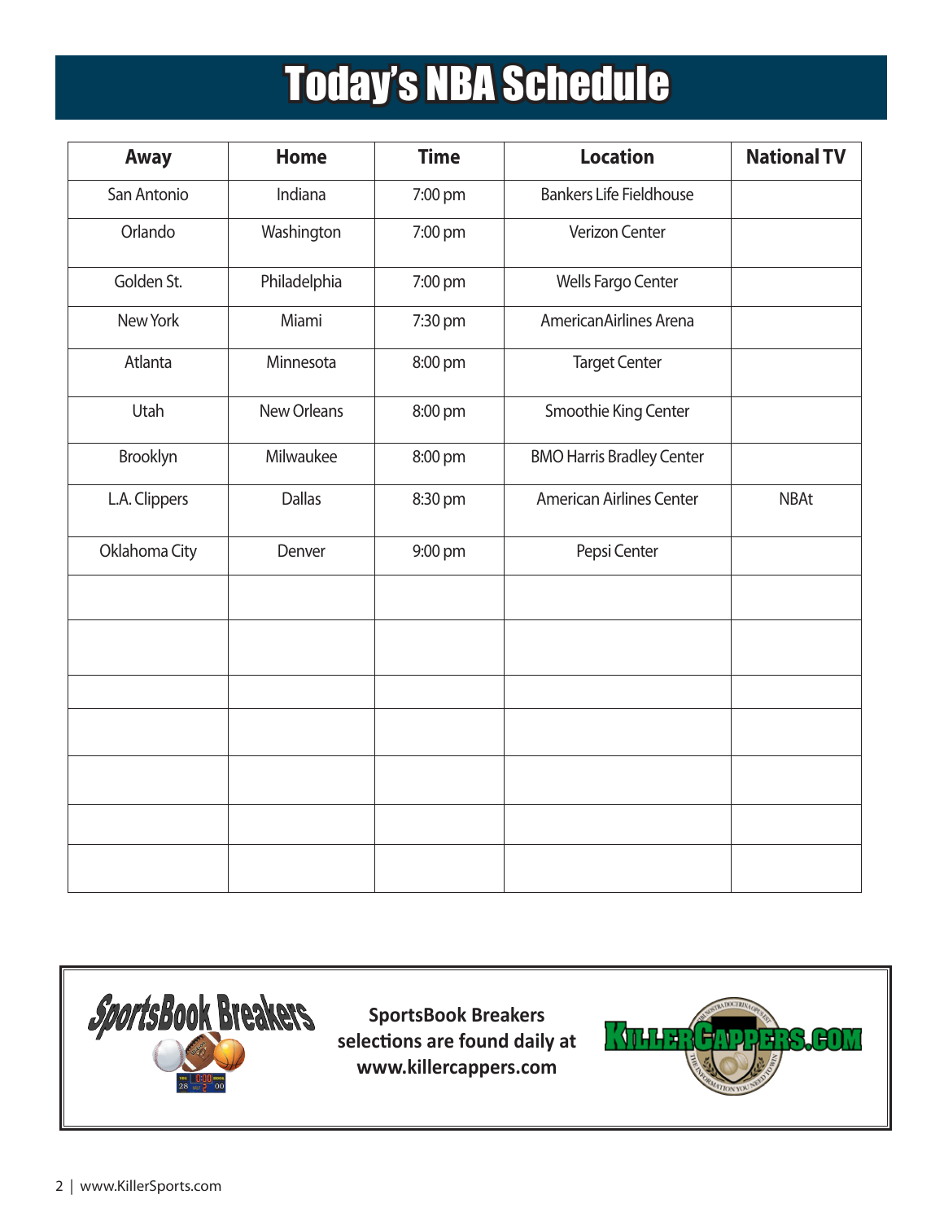# Today's NBA Schedule

| Away | Home | Time | Location | National TV |
|---|---|---|---|---|
| San Antonio | Indiana | 7:00 pm | Bankers Life Fieldhouse | |
| Orlando | Washington | 7:00 pm | Verizon Center | |
| Golden St. | Philadelphia | 7:00 pm | Wells Fargo Center | |
| New York | Miami | 7:30 pm | AmericanAirlines Arena | |
| Atlanta | Minnesota | 8:00 pm | Target Center | |
| Utah | New Orleans | 8:00 pm | Smoothie King Center | |
| Brooklyn | Milwaukee | 8:00 pm | BMO Harris Bradley Center | |
| L.A. Clippers | Dallas | 8:30 pm | American Airlines Center | NBAt |
| Oklahoma City | Denver | 9:00 pm | Pepsi Center | |
| | | | | |
| | | | | |
| | | | | |
| | | | | |
| | | | | |
| | | | | |
| | | | | |

SportsBook Breakers

**SportsBook Breakers selections are found daily at www.killercappers.com**

KILLERCAPPERS.COM